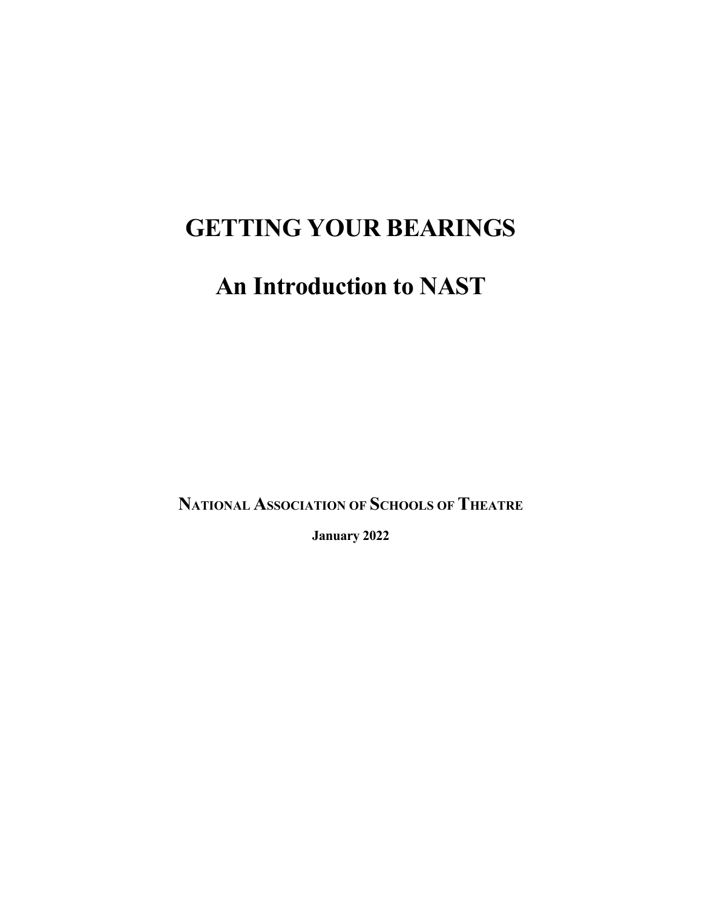# GETTING YOUR BEARINGS

# An Introduction to NAST

**NATIONAL ASSOCIATION OF SCHOOLS OF THEATRE**

**January 2022**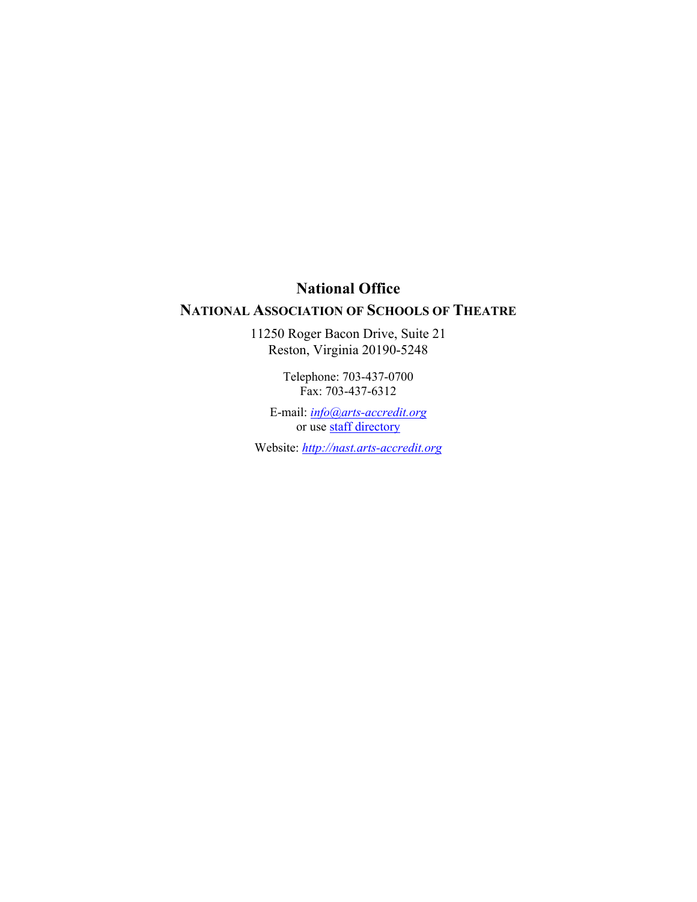# National Office

## NATIONAL ASSOCIATION OF SCHOOLS OF THEATRE

11250 Roger Bacon Drive, Suite 21
Reston, Virginia 20190-5248

Telephone: 703-437-0700
Fax: 703-437-6312

E-mail: *info@arts-accredit.org*
or use staff directory

Website: *http://nast.arts-accredit.org*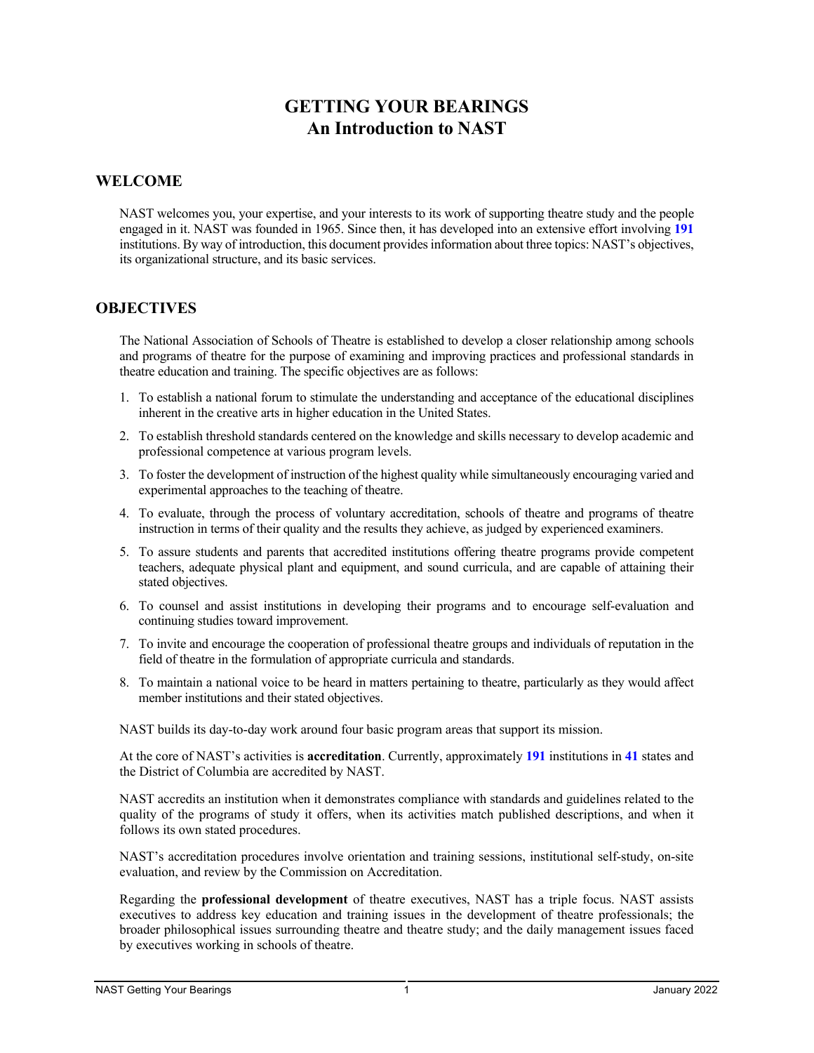# GETTING YOUR BEARINGS
# An Introduction to NAST

## WELCOME

NAST welcomes you, your expertise, and your interests to its work of supporting theatre study and the people engaged in it. NAST was founded in 1965. Since then, it has developed into an extensive effort involving **191** institutions. By way of introduction, this document provides information about three topics: NAST's objectives, its organizational structure, and its basic services.

## OBJECTIVES

The National Association of Schools of Theatre is established to develop a closer relationship among schools and programs of theatre for the purpose of examining and improving practices and professional standards in theatre education and training. The specific objectives are as follows:

1. To establish a national forum to stimulate the understanding and acceptance of the educational disciplines inherent in the creative arts in higher education in the United States.
2. To establish threshold standards centered on the knowledge and skills necessary to develop academic and professional competence at various program levels.
3. To foster the development of instruction of the highest quality while simultaneously encouraging varied and experimental approaches to the teaching of theatre.
4. To evaluate, through the process of voluntary accreditation, schools of theatre and programs of theatre instruction in terms of their quality and the results they achieve, as judged by experienced examiners.
5. To assure students and parents that accredited institutions offering theatre programs provide competent teachers, adequate physical plant and equipment, and sound curricula, and are capable of attaining their stated objectives.
6. To counsel and assist institutions in developing their programs and to encourage self-evaluation and continuing studies toward improvement.
7. To invite and encourage the cooperation of professional theatre groups and individuals of reputation in the field of theatre in the formulation of appropriate curricula and standards.
8. To maintain a national voice to be heard in matters pertaining to theatre, particularly as they would affect member institutions and their stated objectives.

NAST builds its day-to-day work around four basic program areas that support its mission.

At the core of NAST's activities is **accreditation**. Currently, approximately **191** institutions in **41** states and the District of Columbia are accredited by NAST.

NAST accredits an institution when it demonstrates compliance with standards and guidelines related to the quality of the programs of study it offers, when its activities match published descriptions, and when it follows its own stated procedures.

NAST's accreditation procedures involve orientation and training sessions, institutional self-study, on-site evaluation, and review by the Commission on Accreditation.

Regarding the **professional development** of theatre executives, NAST has a triple focus. NAST assists executives to address key education and training issues in the development of theatre professionals; the broader philosophical issues surrounding theatre and theatre study; and the daily management issues faced by executives working in schools of theatre.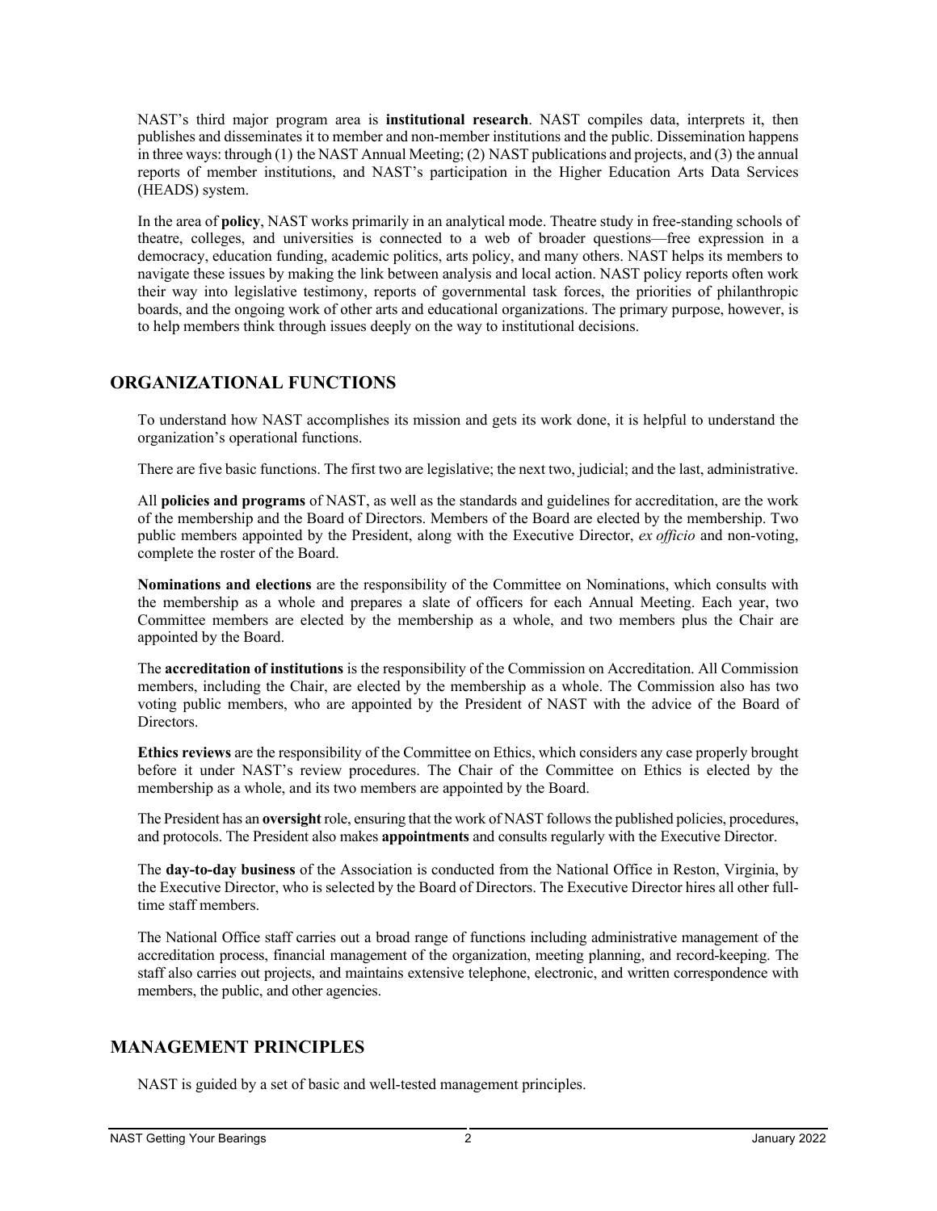NAST's third major program area is **institutional research**. NAST compiles data, interprets it, then publishes and disseminates it to member and non-member institutions and the public. Dissemination happens in three ways: through (1) the NAST Annual Meeting; (2) NAST publications and projects, and (3) the annual reports of member institutions, and NAST's participation in the Higher Education Arts Data Services (HEADS) system.

In the area of **policy**, NAST works primarily in an analytical mode. Theatre study in free-standing schools of theatre, colleges, and universities is connected to a web of broader questions—free expression in a democracy, education funding, academic politics, arts policy, and many others. NAST helps its members to navigate these issues by making the link between analysis and local action. NAST policy reports often work their way into legislative testimony, reports of governmental task forces, the priorities of philanthropic boards, and the ongoing work of other arts and educational organizations. The primary purpose, however, is to help members think through issues deeply on the way to institutional decisions.

## ORGANIZATIONAL FUNCTIONS

To understand how NAST accomplishes its mission and gets its work done, it is helpful to understand the organization's operational functions.

There are five basic functions. The first two are legislative; the next two, judicial; and the last, administrative.

All **policies and programs** of NAST, as well as the standards and guidelines for accreditation, are the work of the membership and the Board of Directors. Members of the Board are elected by the membership. Two public members appointed by the President, along with the Executive Director, *ex officio* and non-voting, complete the roster of the Board.

**Nominations and elections** are the responsibility of the Committee on Nominations, which consults with the membership as a whole and prepares a slate of officers for each Annual Meeting. Each year, two Committee members are elected by the membership as a whole, and two members plus the Chair are appointed by the Board.

The **accreditation of institutions** is the responsibility of the Commission on Accreditation. All Commission members, including the Chair, are elected by the membership as a whole. The Commission also has two voting public members, who are appointed by the President of NAST with the advice of the Board of Directors.

**Ethics reviews** are the responsibility of the Committee on Ethics, which considers any case properly brought before it under NAST's review procedures. The Chair of the Committee on Ethics is elected by the membership as a whole, and its two members are appointed by the Board.

The President has an **oversight** role, ensuring that the work of NAST follows the published policies, procedures, and protocols. The President also makes **appointments** and consults regularly with the Executive Director.

The **day-to-day business** of the Association is conducted from the National Office in Reston, Virginia, by the Executive Director, who is selected by the Board of Directors. The Executive Director hires all other full-time staff members.

The National Office staff carries out a broad range of functions including administrative management of the accreditation process, financial management of the organization, meeting planning, and record-keeping. The staff also carries out projects, and maintains extensive telephone, electronic, and written correspondence with members, the public, and other agencies.

## MANAGEMENT PRINCIPLES

NAST is guided by a set of basic and well-tested management principles.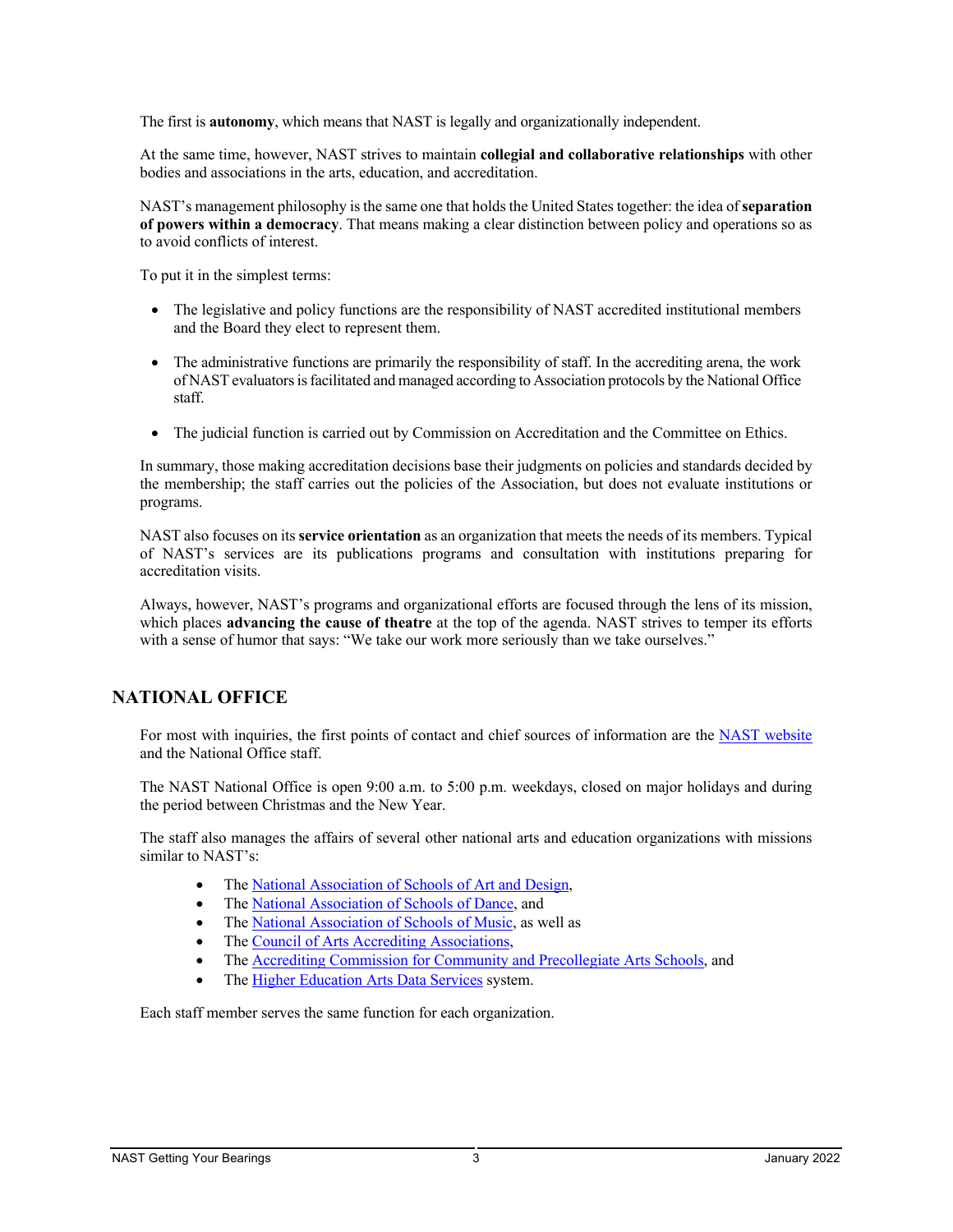The first is **autonomy**, which means that NAST is legally and organizationally independent.

At the same time, however, NAST strives to maintain **collegial and collaborative relationships** with other bodies and associations in the arts, education, and accreditation.

NAST's management philosophy is the same one that holds the United States together: the idea of **separation of powers within a democracy**. That means making a clear distinction between policy and operations so as to avoid conflicts of interest.

To put it in the simplest terms:

- The legislative and policy functions are the responsibility of NAST accredited institutional members and the Board they elect to represent them.
- The administrative functions are primarily the responsibility of staff. In the accrediting arena, the work of NAST evaluators is facilitated and managed according to Association protocols by the National Office staff.
- The judicial function is carried out by Commission on Accreditation and the Committee on Ethics.

In summary, those making accreditation decisions base their judgments on policies and standards decided by the membership; the staff carries out the policies of the Association, but does not evaluate institutions or programs.

NAST also focuses on its **service orientation** as an organization that meets the needs of its members. Typical of NAST's services are its publications programs and consultation with institutions preparing for accreditation visits.

Always, however, NAST's programs and organizational efforts are focused through the lens of its mission, which places **advancing the cause of theatre** at the top of the agenda. NAST strives to temper its efforts with a sense of humor that says: "We take our work more seriously than we take ourselves."

## NATIONAL OFFICE

For most with inquiries, the first points of contact and chief sources of information are the NAST website and the National Office staff.

The NAST National Office is open 9:00 a.m. to 5:00 p.m. weekdays, closed on major holidays and during the period between Christmas and the New Year.

The staff also manages the affairs of several other national arts and education organizations with missions similar to NAST's:

- The National Association of Schools of Art and Design,
- The National Association of Schools of Dance, and
- The National Association of Schools of Music, as well as
- The Council of Arts Accrediting Associations,
- The Accrediting Commission for Community and Precollegiate Arts Schools, and
- The Higher Education Arts Data Services system.

Each staff member serves the same function for each organization.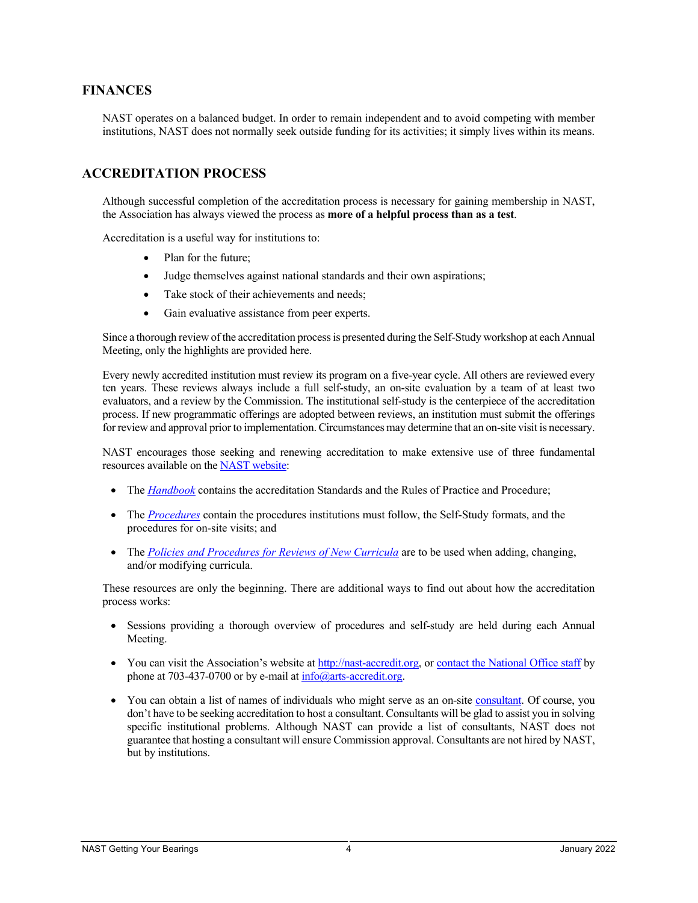## FINANCES

NAST operates on a balanced budget. In order to remain independent and to avoid competing with member institutions, NAST does not normally seek outside funding for its activities; it simply lives within its means.

## ACCREDITATION PROCESS

Although successful completion of the accreditation process is necessary for gaining membership in NAST, the Association has always viewed the process as **more of a helpful process than as a test**.

Accreditation is a useful way for institutions to:

- Plan for the future;
- Judge themselves against national standards and their own aspirations;
- Take stock of their achievements and needs;
- Gain evaluative assistance from peer experts.

Since a thorough review of the accreditation process is presented during the Self-Study workshop at each Annual Meeting, only the highlights are provided here.

Every newly accredited institution must review its program on a five-year cycle. All others are reviewed every ten years. These reviews always include a full self-study, an on-site evaluation by a team of at least two evaluators, and a review by the Commission. The institutional self-study is the centerpiece of the accreditation process. If new programmatic offerings are adopted between reviews, an institution must submit the offerings for review and approval prior to implementation. Circumstances may determine that an on-site visit is necessary.

NAST encourages those seeking and renewing accreditation to make extensive use of three fundamental resources available on the NAST website:

- The *Handbook* contains the accreditation Standards and the Rules of Practice and Procedure;
- The *Procedures* contain the procedures institutions must follow, the Self-Study formats, and the procedures for on-site visits; and
- The *Policies and Procedures for Reviews of New Curricula* are to be used when adding, changing, and/or modifying curricula.

These resources are only the beginning. There are additional ways to find out about how the accreditation process works:

- Sessions providing a thorough overview of procedures and self-study are held during each Annual Meeting.
- You can visit the Association's website at http://nast-accredit.org, or contact the National Office staff by phone at 703-437-0700 or by e-mail at info@arts-accredit.org.
- You can obtain a list of names of individuals who might serve as an on-site consultant. Of course, you don't have to be seeking accreditation to host a consultant. Consultants will be glad to assist you in solving specific institutional problems. Although NAST can provide a list of consultants, NAST does not guarantee that hosting a consultant will ensure Commission approval. Consultants are not hired by NAST, but by institutions.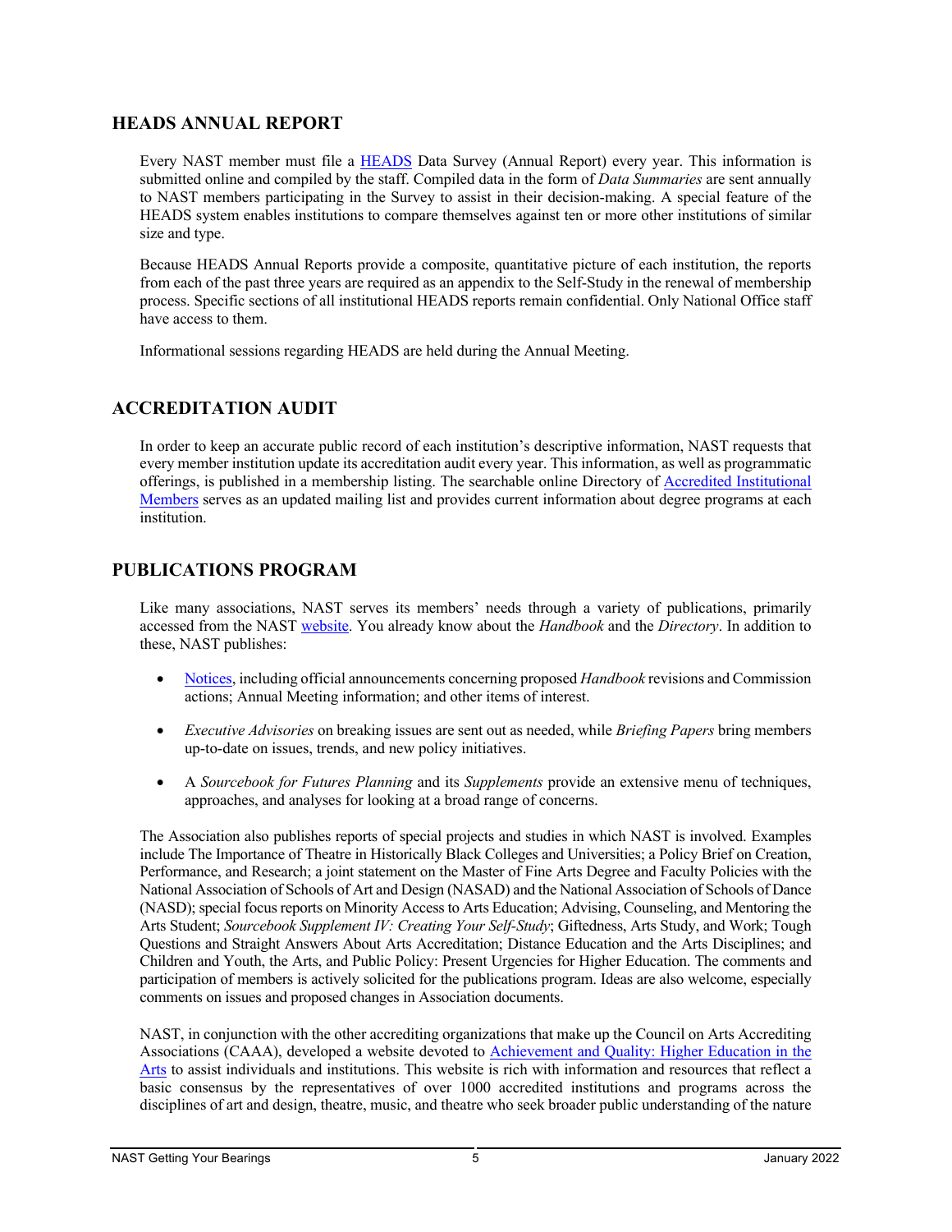## HEADS ANNUAL REPORT

Every NAST member must file a [HEADS](#) Data Survey (Annual Report) every year. This information is submitted online and compiled by the staff. Compiled data in the form of *Data Summaries* are sent annually to NAST members participating in the Survey to assist in their decision-making. A special feature of the HEADS system enables institutions to compare themselves against ten or more other institutions of similar size and type.

Because HEADS Annual Reports provide a composite, quantitative picture of each institution, the reports from each of the past three years are required as an appendix to the Self-Study in the renewal of membership process. Specific sections of all institutional HEADS reports remain confidential. Only National Office staff have access to them.

Informational sessions regarding HEADS are held during the Annual Meeting.

## ACCREDITATION AUDIT

In order to keep an accurate public record of each institution's descriptive information, NAST requests that every member institution update its accreditation audit every year. This information, as well as programmatic offerings, is published in a membership listing. The searchable online Directory of [Accredited Institutional Members](#) serves as an updated mailing list and provides current information about degree programs at each institution.

## PUBLICATIONS PROGRAM

Like many associations, NAST serves its members' needs through a variety of publications, primarily accessed from the NAST [website](#). You already know about the *Handbook* and the *Directory*. In addition to these, NAST publishes:

- [Notices](#), including official announcements concerning proposed *Handbook* revisions and Commission actions; Annual Meeting information; and other items of interest.
- *Executive Advisories* on breaking issues are sent out as needed, while *Briefing Papers* bring members up-to-date on issues, trends, and new policy initiatives.
- A *Sourcebook for Futures Planning* and its *Supplements* provide an extensive menu of techniques, approaches, and analyses for looking at a broad range of concerns.

The Association also publishes reports of special projects and studies in which NAST is involved. Examples include The Importance of Theatre in Historically Black Colleges and Universities; a Policy Brief on Creation, Performance, and Research; a joint statement on the Master of Fine Arts Degree and Faculty Policies with the National Association of Schools of Art and Design (NASAD) and the National Association of Schools of Dance (NASD); special focus reports on Minority Access to Arts Education; Advising, Counseling, and Mentoring the Arts Student; *Sourcebook Supplement IV: Creating Your Self-Study*; Giftedness, Arts Study, and Work; Tough Questions and Straight Answers About Arts Accreditation; Distance Education and the Arts Disciplines; and Children and Youth, the Arts, and Public Policy: Present Urgencies for Higher Education. The comments and participation of members is actively solicited for the publications program. Ideas are also welcome, especially comments on issues and proposed changes in Association documents.

NAST, in conjunction with the other accrediting organizations that make up the Council on Arts Accrediting Associations (CAAA), developed a website devoted to [Achievement and Quality: Higher Education in the Arts](#) to assist individuals and institutions. This website is rich with information and resources that reflect a basic consensus by the representatives of over 1000 accredited institutions and programs across the disciplines of art and design, theatre, music, and theatre who seek broader public understanding of the nature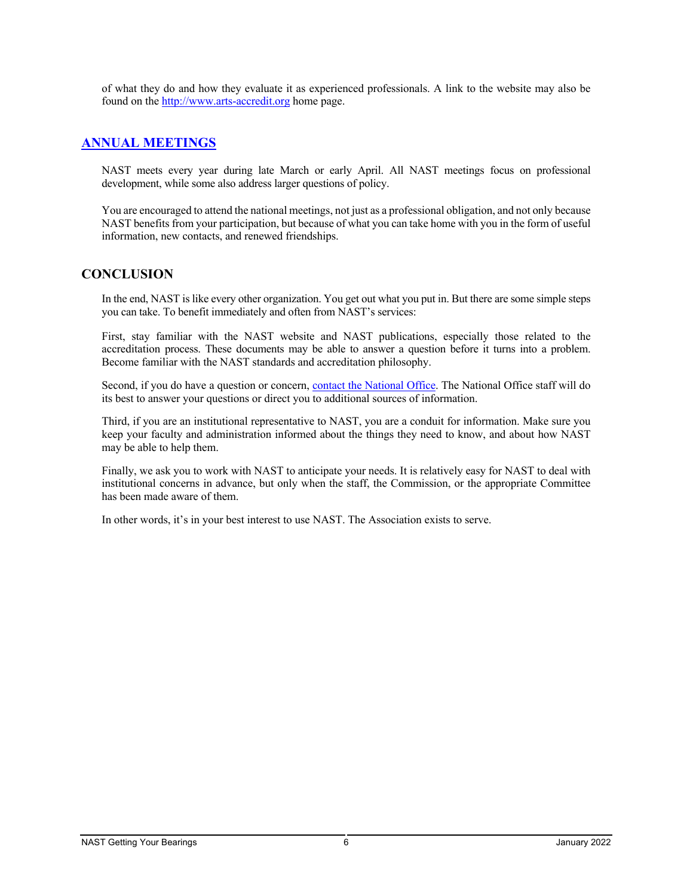of what they do and how they evaluate it as experienced professionals. A link to the website may also be found on the http://www.arts-accredit.org home page.

## ANNUAL MEETINGS

NAST meets every year during late March or early April. All NAST meetings focus on professional development, while some also address larger questions of policy.

You are encouraged to attend the national meetings, not just as a professional obligation, and not only because NAST benefits from your participation, but because of what you can take home with you in the form of useful information, new contacts, and renewed friendships.

## CONCLUSION

In the end, NAST is like every other organization. You get out what you put in. But there are some simple steps you can take. To benefit immediately and often from NAST's services:

First, stay familiar with the NAST website and NAST publications, especially those related to the accreditation process. These documents may be able to answer a question before it turns into a problem. Become familiar with the NAST standards and accreditation philosophy.

Second, if you do have a question or concern, contact the National Office. The National Office staff will do its best to answer your questions or direct you to additional sources of information.

Third, if you are an institutional representative to NAST, you are a conduit for information. Make sure you keep your faculty and administration informed about the things they need to know, and about how NAST may be able to help them.

Finally, we ask you to work with NAST to anticipate your needs. It is relatively easy for NAST to deal with institutional concerns in advance, but only when the staff, the Commission, or the appropriate Committee has been made aware of them.

In other words, it's in your best interest to use NAST. The Association exists to serve.